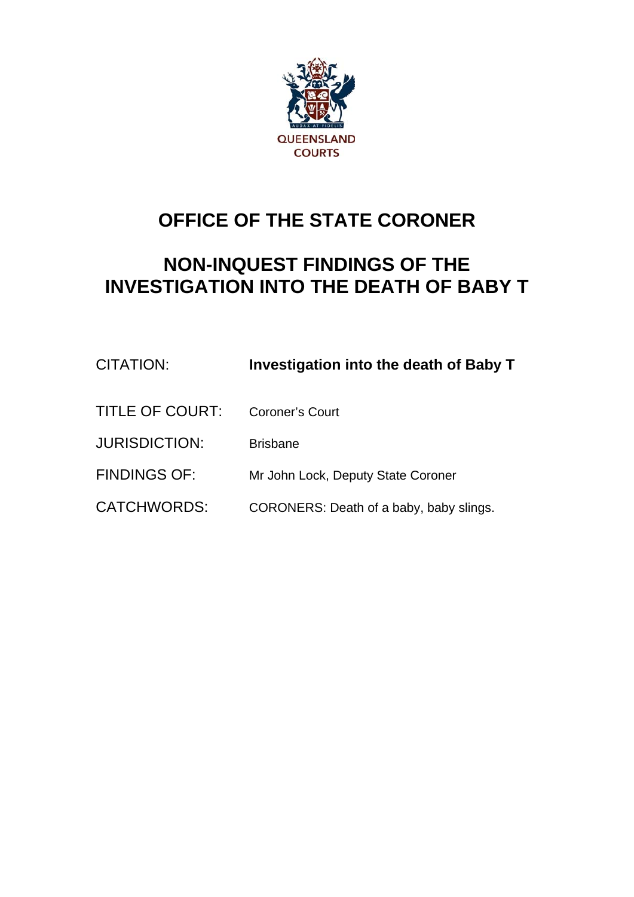QUEENSLAND COURTS

# OFFICE OF THE STATE CORONER

# NON-INQUEST FINDINGS OF THE INVESTIGATION INTO THE DEATH OF BABY T

| | |
|---|---|
| CITATION: | **Investigation into the death of Baby T** |
| TITLE OF COURT: | Coroner's Court |
| JURISDICTION: | Brisbane |
| FINDINGS OF: | Mr John Lock, Deputy State Coroner |
| CATCHWORDS: | CORONERS: Death of a baby, baby slings. |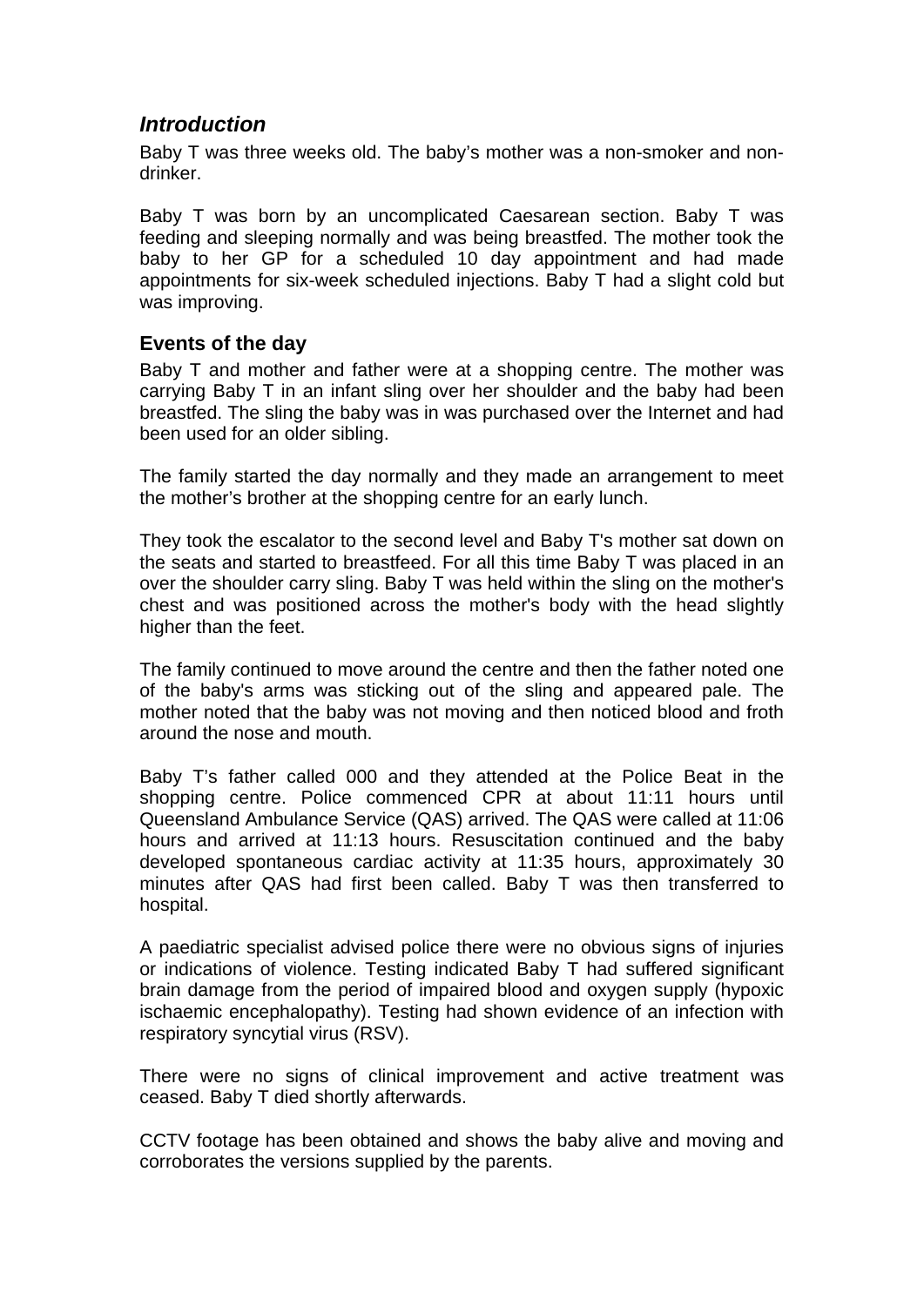## *Introduction*

Baby T was three weeks old. The baby's mother was a non-smoker and non-drinker.

Baby T was born by an uncomplicated Caesarean section. Baby T was feeding and sleeping normally and was being breastfed. The mother took the baby to her GP for a scheduled 10 day appointment and had made appointments for six-week scheduled injections. Baby T had a slight cold but was improving.

### Events of the day

Baby T and mother and father were at a shopping centre. The mother was carrying Baby T in an infant sling over her shoulder and the baby had been breastfed. The sling the baby was in was purchased over the Internet and had been used for an older sibling.

The family started the day normally and they made an arrangement to meet the mother's brother at the shopping centre for an early lunch.

They took the escalator to the second level and Baby T's mother sat down on the seats and started to breastfeed. For all this time Baby T was placed in an over the shoulder carry sling. Baby T was held within the sling on the mother's chest and was positioned across the mother's body with the head slightly higher than the feet.

The family continued to move around the centre and then the father noted one of the baby's arms was sticking out of the sling and appeared pale. The mother noted that the baby was not moving and then noticed blood and froth around the nose and mouth.

Baby T's father called 000 and they attended at the Police Beat in the shopping centre. Police commenced CPR at about 11:11 hours until Queensland Ambulance Service (QAS) arrived. The QAS were called at 11:06 hours and arrived at 11:13 hours. Resuscitation continued and the baby developed spontaneous cardiac activity at 11:35 hours, approximately 30 minutes after QAS had first been called. Baby T was then transferred to hospital.

A paediatric specialist advised police there were no obvious signs of injuries or indications of violence. Testing indicated Baby T had suffered significant brain damage from the period of impaired blood and oxygen supply (hypoxic ischaemic encephalopathy). Testing had shown evidence of an infection with respiratory syncytial virus (RSV).

There were no signs of clinical improvement and active treatment was ceased. Baby T died shortly afterwards.

CCTV footage has been obtained and shows the baby alive and moving and corroborates the versions supplied by the parents.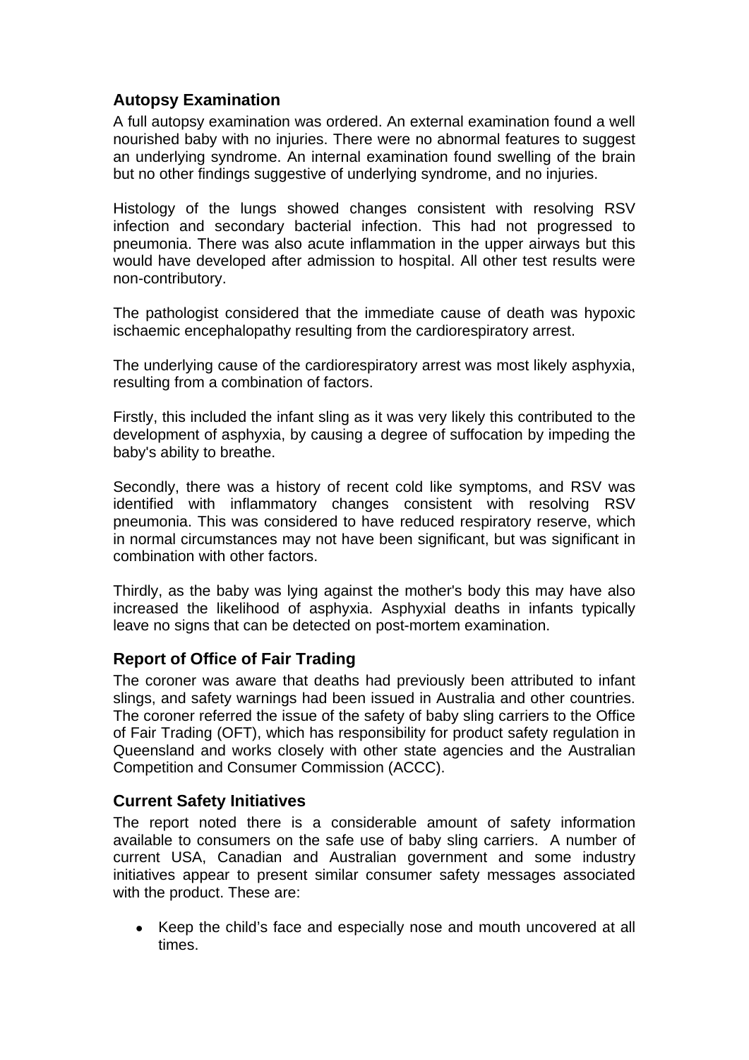## Autopsy Examination

A full autopsy examination was ordered. An external examination found a well nourished baby with no injuries. There were no abnormal features to suggest an underlying syndrome. An internal examination found swelling of the brain but no other findings suggestive of underlying syndrome, and no injuries.

Histology of the lungs showed changes consistent with resolving RSV infection and secondary bacterial infection. This had not progressed to pneumonia. There was also acute inflammation in the upper airways but this would have developed after admission to hospital. All other test results were non-contributory.

The pathologist considered that the immediate cause of death was hypoxic ischaemic encephalopathy resulting from the cardiorespiratory arrest.

The underlying cause of the cardiorespiratory arrest was most likely asphyxia, resulting from a combination of factors.

Firstly, this included the infant sling as it was very likely this contributed to the development of asphyxia, by causing a degree of suffocation by impeding the baby's ability to breathe.

Secondly, there was a history of recent cold like symptoms, and RSV was identified with inflammatory changes consistent with resolving RSV pneumonia. This was considered to have reduced respiratory reserve, which in normal circumstances may not have been significant, but was significant in combination with other factors.

Thirdly, as the baby was lying against the mother's body this may have also increased the likelihood of asphyxia. Asphyxial deaths in infants typically leave no signs that can be detected on post-mortem examination.

## Report of Office of Fair Trading

The coroner was aware that deaths had previously been attributed to infant slings, and safety warnings had been issued in Australia and other countries. The coroner referred the issue of the safety of baby sling carriers to the Office of Fair Trading (OFT), which has responsibility for product safety regulation in Queensland and works closely with other state agencies and the Australian Competition and Consumer Commission (ACCC).

## Current Safety Initiatives

The report noted there is a considerable amount of safety information available to consumers on the safe use of baby sling carriers. A number of current USA, Canadian and Australian government and some industry initiatives appear to present similar consumer safety messages associated with the product. These are:

- Keep the child's face and especially nose and mouth uncovered at all times.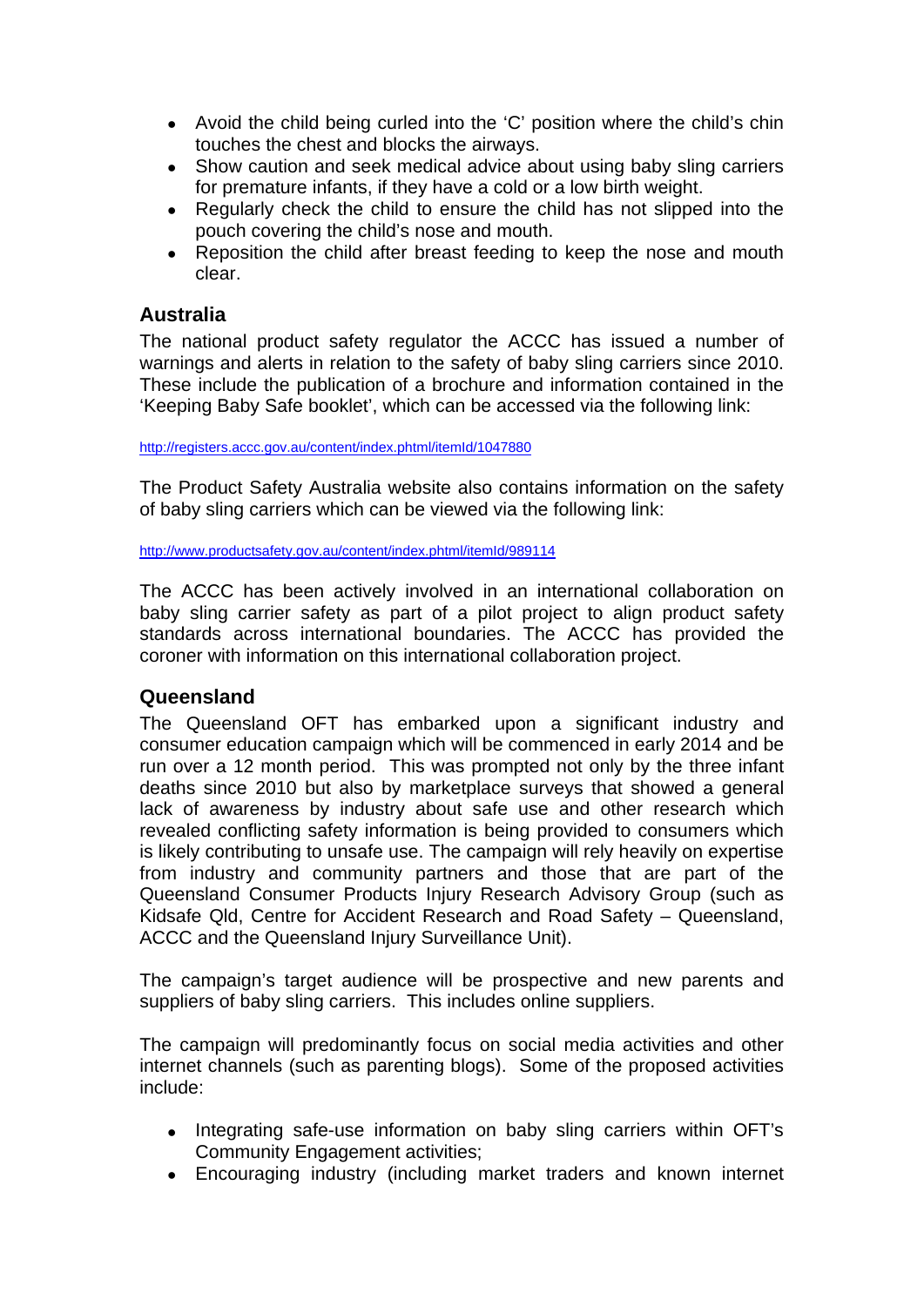- Avoid the child being curled into the ‘C’ position where the child’s chin touches the chest and blocks the airways.
- Show caution and seek medical advice about using baby sling carriers for premature infants, if they have a cold or a low birth weight.
- Regularly check the child to ensure the child has not slipped into the pouch covering the child’s nose and mouth.
- Reposition the child after breast feeding to keep the nose and mouth clear.

## Australia

The national product safety regulator the ACCC has issued a number of warnings and alerts in relation to the safety of baby sling carriers since 2010. These include the publication of a brochure and information contained in the ‘Keeping Baby Safe booklet’, which can be accessed via the following link:

http://registers.accc.gov.au/content/index.phtml/itemId/1047880

The Product Safety Australia website also contains information on the safety of baby sling carriers which can be viewed via the following link:

http://www.productsafety.gov.au/content/index.phtml/itemId/989114

The ACCC has been actively involved in an international collaboration on baby sling carrier safety as part of a pilot project to align product safety standards across international boundaries. The ACCC has provided the coroner with information on this international collaboration project.

## Queensland

The Queensland OFT has embarked upon a significant industry and consumer education campaign which will be commenced in early 2014 and be run over a 12 month period. This was prompted not only by the three infant deaths since 2010 but also by marketplace surveys that showed a general lack of awareness by industry about safe use and other research which revealed conflicting safety information is being provided to consumers which is likely contributing to unsafe use. The campaign will rely heavily on expertise from industry and community partners and those that are part of the Queensland Consumer Products Injury Research Advisory Group (such as Kidsafe Qld, Centre for Accident Research and Road Safety – Queensland, ACCC and the Queensland Injury Surveillance Unit).

The campaign’s target audience will be prospective and new parents and suppliers of baby sling carriers. This includes online suppliers.

The campaign will predominantly focus on social media activities and other internet channels (such as parenting blogs). Some of the proposed activities include:

- Integrating safe-use information on baby sling carriers within OFT’s Community Engagement activities;
- Encouraging industry (including market traders and known internet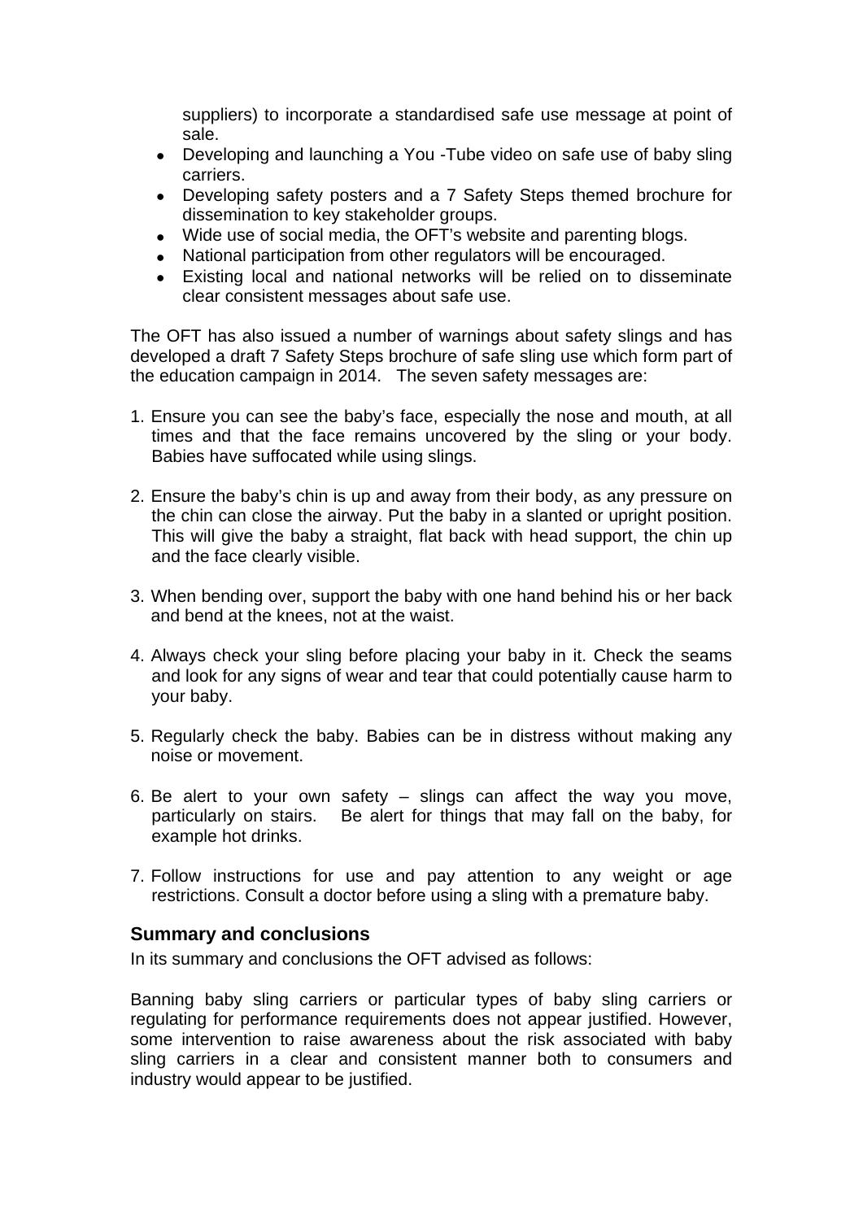suppliers) to incorporate a standardised safe use message at point of sale.

- Developing and launching a You -Tube video on safe use of baby sling carriers.
- Developing safety posters and a 7 Safety Steps themed brochure for dissemination to key stakeholder groups.
- Wide use of social media, the OFT's website and parenting blogs.
- National participation from other regulators will be encouraged.
- Existing local and national networks will be relied on to disseminate clear consistent messages about safe use.

The OFT has also issued a number of warnings about safety slings and has developed a draft 7 Safety Steps brochure of safe sling use which form part of the education campaign in 2014. The seven safety messages are:

1. Ensure you can see the baby's face, especially the nose and mouth, at all times and that the face remains uncovered by the sling or your body. Babies have suffocated while using slings.

2. Ensure the baby's chin is up and away from their body, as any pressure on the chin can close the airway. Put the baby in a slanted or upright position. This will give the baby a straight, flat back with head support, the chin up and the face clearly visible.

3. When bending over, support the baby with one hand behind his or her back and bend at the knees, not at the waist.

4. Always check your sling before placing your baby in it. Check the seams and look for any signs of wear and tear that could potentially cause harm to your baby.

5. Regularly check the baby. Babies can be in distress without making any noise or movement.

6. Be alert to your own safety – slings can affect the way you move, particularly on stairs. Be alert for things that may fall on the baby, for example hot drinks.

7. Follow instructions for use and pay attention to any weight or age restrictions. Consult a doctor before using a sling with a premature baby.

### Summary and conclusions

In its summary and conclusions the OFT advised as follows:

Banning baby sling carriers or particular types of baby sling carriers or regulating for performance requirements does not appear justified. However, some intervention to raise awareness about the risk associated with baby sling carriers in a clear and consistent manner both to consumers and industry would appear to be justified.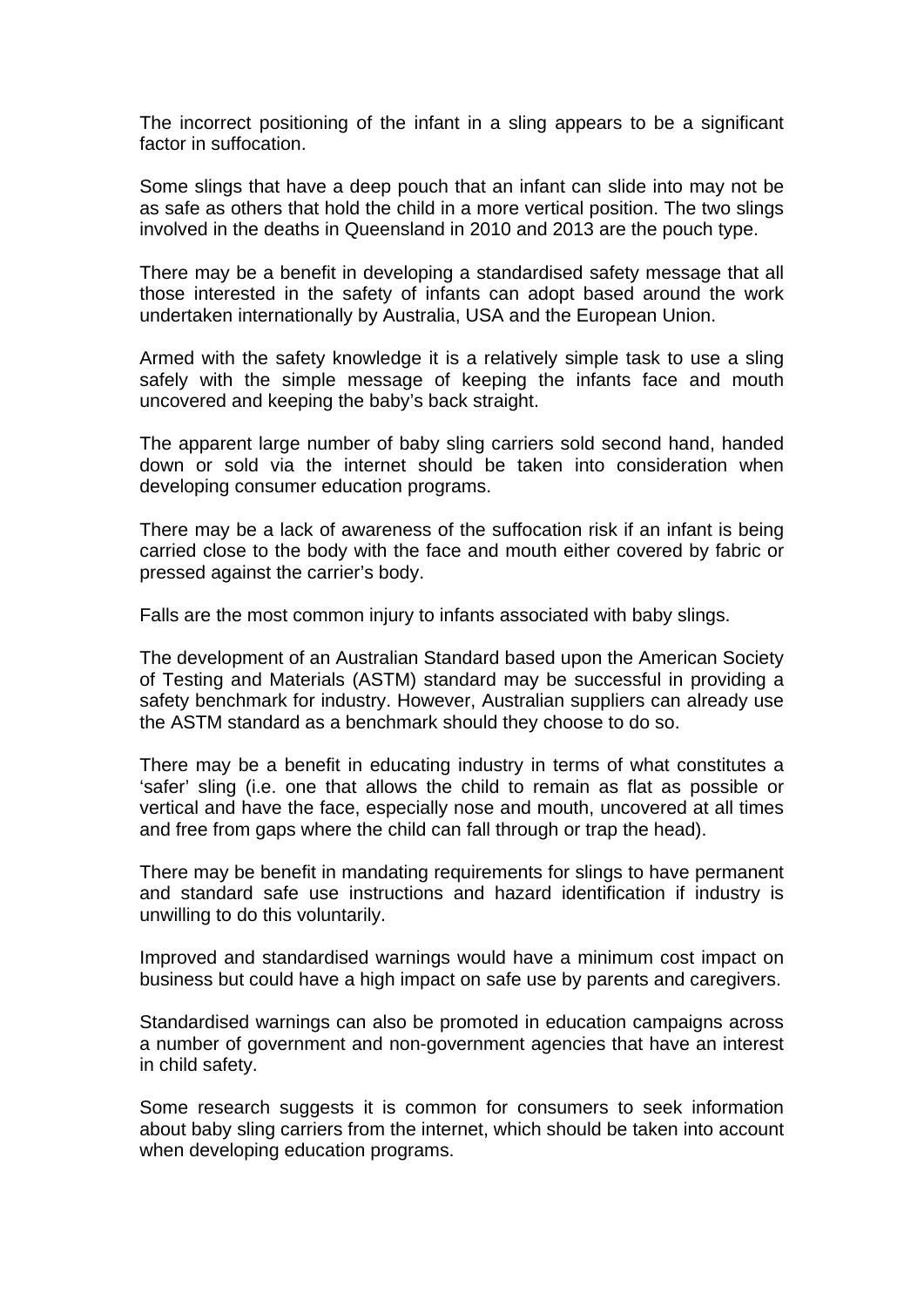The incorrect positioning of the infant in a sling appears to be a significant factor in suffocation.

Some slings that have a deep pouch that an infant can slide into may not be as safe as others that hold the child in a more vertical position. The two slings involved in the deaths in Queensland in 2010 and 2013 are the pouch type.

There may be a benefit in developing a standardised safety message that all those interested in the safety of infants can adopt based around the work undertaken internationally by Australia, USA and the European Union.

Armed with the safety knowledge it is a relatively simple task to use a sling safely with the simple message of keeping the infants face and mouth uncovered and keeping the baby's back straight.

The apparent large number of baby sling carriers sold second hand, handed down or sold via the internet should be taken into consideration when developing consumer education programs.

There may be a lack of awareness of the suffocation risk if an infant is being carried close to the body with the face and mouth either covered by fabric or pressed against the carrier's body.

Falls are the most common injury to infants associated with baby slings.

The development of an Australian Standard based upon the American Society of Testing and Materials (ASTM) standard may be successful in providing a safety benchmark for industry. However, Australian suppliers can already use the ASTM standard as a benchmark should they choose to do so.

There may be a benefit in educating industry in terms of what constitutes a 'safer' sling (i.e. one that allows the child to remain as flat as possible or vertical and have the face, especially nose and mouth, uncovered at all times and free from gaps where the child can fall through or trap the head).

There may be benefit in mandating requirements for slings to have permanent and standard safe use instructions and hazard identification if industry is unwilling to do this voluntarily.

Improved and standardised warnings would have a minimum cost impact on business but could have a high impact on safe use by parents and caregivers.

Standardised warnings can also be promoted in education campaigns across a number of government and non-government agencies that have an interest in child safety.

Some research suggests it is common for consumers to seek information about baby sling carriers from the internet, which should be taken into account when developing education programs.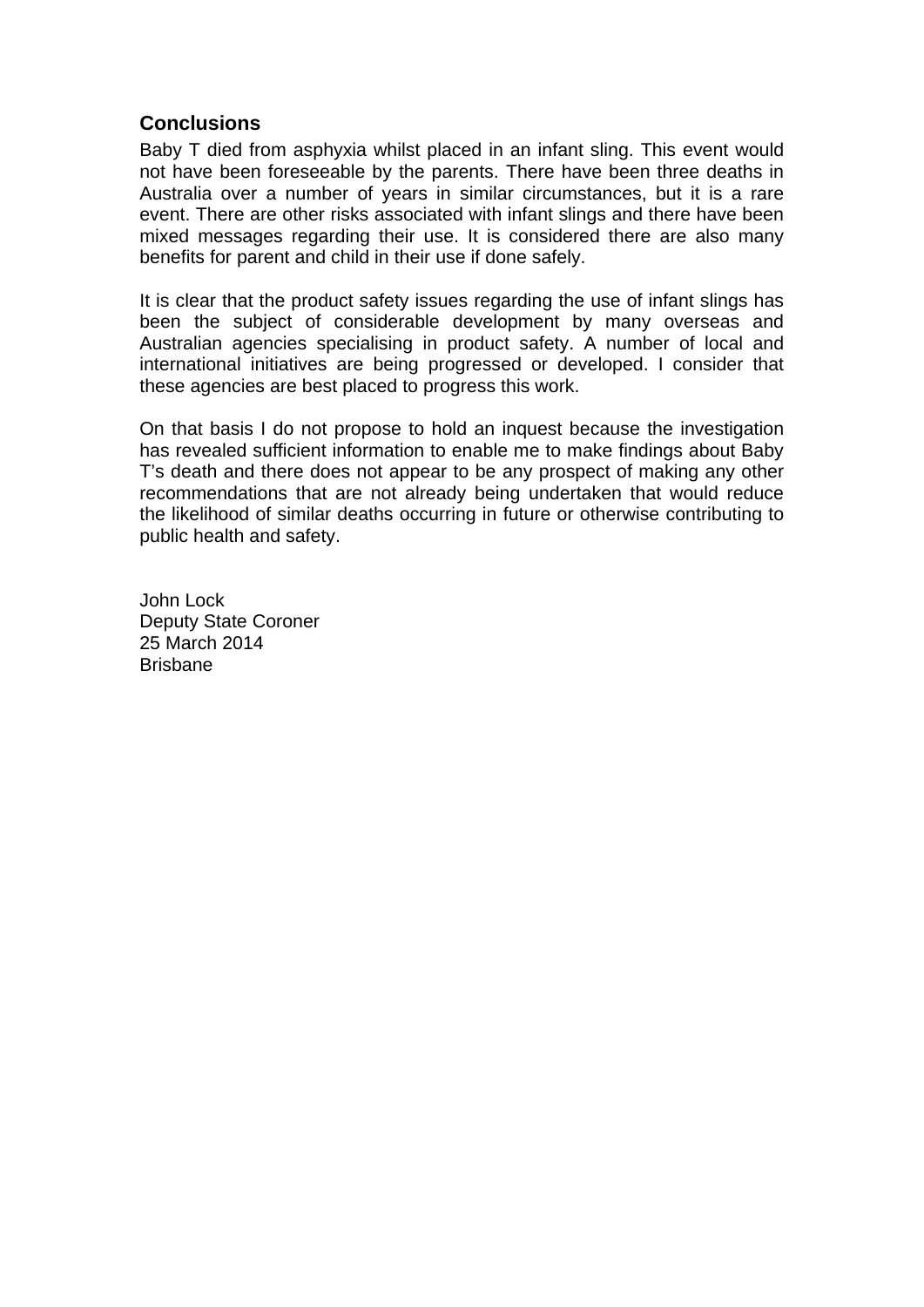## Conclusions

Baby T died from asphyxia whilst placed in an infant sling. This event would not have been foreseeable by the parents. There have been three deaths in Australia over a number of years in similar circumstances, but it is a rare event. There are other risks associated with infant slings and there have been mixed messages regarding their use. It is considered there are also many benefits for parent and child in their use if done safely.

It is clear that the product safety issues regarding the use of infant slings has been the subject of considerable development by many overseas and Australian agencies specialising in product safety. A number of local and international initiatives are being progressed or developed. I consider that these agencies are best placed to progress this work.

On that basis I do not propose to hold an inquest because the investigation has revealed sufficient information to enable me to make findings about Baby T's death and there does not appear to be any prospect of making any other recommendations that are not already being undertaken that would reduce the likelihood of similar deaths occurring in future or otherwise contributing to public health and safety.

John Lock
Deputy State Coroner
25 March 2014
Brisbane